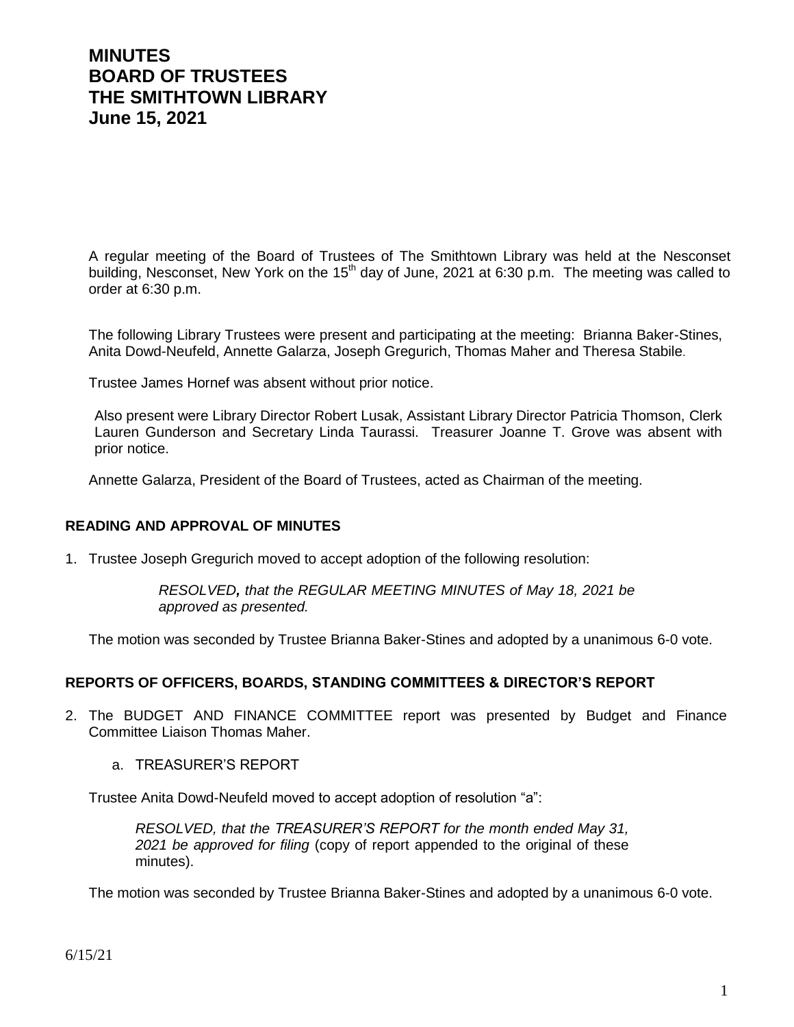# MINUTES
# BOARD OF TRUSTEES
# THE SMITHTOWN LIBRARY
# June 15, 2021

A regular meeting of the Board of Trustees of The Smithtown Library was held at the Nesconset building, Nesconset, New York on the 15th day of June, 2021 at 6:30 p.m. The meeting was called to order at 6:30 p.m.

The following Library Trustees were present and participating at the meeting: Brianna Baker-Stines, Anita Dowd-Neufeld, Annette Galarza, Joseph Gregurich, Thomas Maher and Theresa Stabile.

Trustee James Hornef was absent without prior notice.

Also present were Library Director Robert Lusak, Assistant Library Director Patricia Thomson, Clerk Lauren Gunderson and Secretary Linda Taurassi. Treasurer Joanne T. Grove was absent with prior notice.

Annette Galarza, President of the Board of Trustees, acted as Chairman of the meeting.

## READING AND APPROVAL OF MINUTES

1. Trustee Joseph Gregurich moved to accept adoption of the following resolution:

   *RESOLVED**,** that the REGULAR MEETING MINUTES of May 18, 2021 be approved as presented.*

   The motion was seconded by Trustee Brianna Baker-Stines and adopted by a unanimous 6-0 vote.

## REPORTS OF OFFICERS, BOARDS, STANDING COMMITTEES & DIRECTOR'S REPORT

2. The BUDGET AND FINANCE COMMITTEE report was presented by Budget and Finance Committee Liaison Thomas Maher.

   a. TREASURER'S REPORT

   Trustee Anita Dowd-Neufeld moved to accept adoption of resolution "a":

   *RESOLVED, that the TREASURER'S REPORT for the month ended May 31, 2021 be approved for filing* (copy of report appended to the original of these minutes).

   The motion was seconded by Trustee Brianna Baker-Stines and adopted by a unanimous 6-0 vote.

6/15/21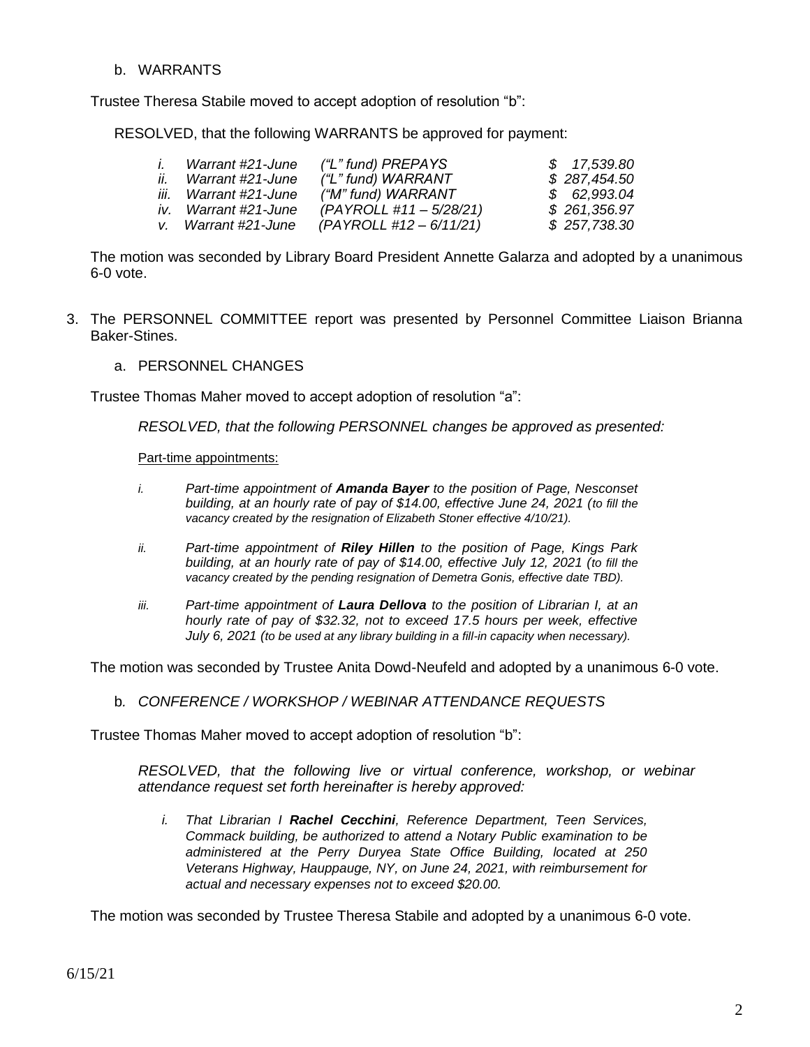b. WARRANTS

Trustee Theresa Stabile moved to accept adoption of resolution "b":

RESOLVED, that the following WARRANTS be approved for payment:

| | | | |
|---|---|---|---|
| *i.* | *Warrant #21-June* | *("L" fund) PREPAYS* | *$ 17,539.80* |
| *ii.* | *Warrant #21-June* | *("L" fund) WARRANT* | *$ 287,454.50* |
| *iii.* | *Warrant #21-June* | *("M" fund) WARRANT* | *$ 62,993.04* |
| *iv.* | *Warrant #21-June* | *(PAYROLL #11 – 5/28/21)* | *$ 261,356.97* |
| *v.* | *Warrant #21-June* | *(PAYROLL #12 – 6/11/21)* | *$ 257,738.30* |

The motion was seconded by Library Board President Annette Galarza and adopted by a unanimous 6-0 vote.

3. The PERSONNEL COMMITTEE report was presented by Personnel Committee Liaison Brianna Baker-Stines.

   a. PERSONNEL CHANGES

Trustee Thomas Maher moved to accept adoption of resolution "a":

*RESOLVED, that the following PERSONNEL changes be approved as presented:*

Part-time appointments:

*i. Part-time appointment of* ***Amanda Bayer*** *to the position of Page, Nesconset building, at an hourly rate of pay of $14.00, effective June 24, 2021 (to fill the vacancy created by the resignation of Elizabeth Stoner effective 4/10/21).*

*ii. Part-time appointment of* ***Riley Hillen*** *to the position of Page, Kings Park building, at an hourly rate of pay of $14.00, effective July 12, 2021 (to fill the vacancy created by the pending resignation of Demetra Gonis, effective date TBD).*

*iii. Part-time appointment of* ***Laura Dellova*** *to the position of Librarian I, at an hourly rate of pay of $32.32, not to exceed 17.5 hours per week, effective July 6, 2021 (to be used at any library building in a fill-in capacity when necessary).*

The motion was seconded by Trustee Anita Dowd-Neufeld and adopted by a unanimous 6-0 vote.

   b. *CONFERENCE / WORKSHOP / WEBINAR ATTENDANCE REQUESTS*

Trustee Thomas Maher moved to accept adoption of resolution "b":

*RESOLVED, that the following live or virtual conference, workshop, or webinar attendance request set forth hereinafter is hereby approved:*

*i. That Librarian I* ***Rachel Cecchini****, Reference Department, Teen Services, Commack building, be authorized to attend a Notary Public examination to be administered at the Perry Duryea State Office Building, located at 250 Veterans Highway, Hauppauge, NY, on June 24, 2021, with reimbursement for actual and necessary expenses not to exceed $20.00.*

The motion was seconded by Trustee Theresa Stabile and adopted by a unanimous 6-0 vote.

6/15/21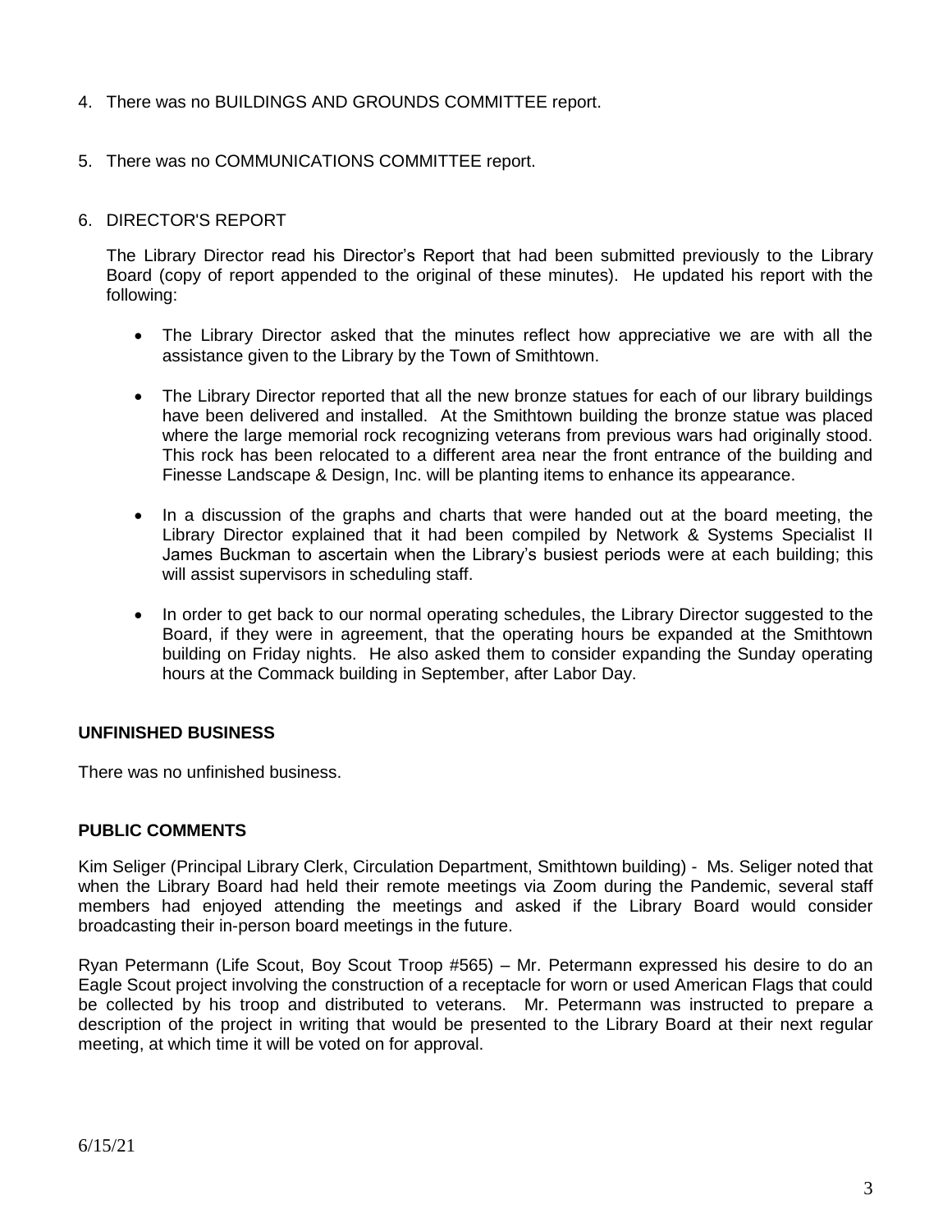4. There was no BUILDINGS AND GROUNDS COMMITTEE report.

5. There was no COMMUNICATIONS COMMITTEE report.

6. DIRECTOR'S REPORT

   The Library Director read his Director's Report that had been submitted previously to the Library Board (copy of report appended to the original of these minutes). He updated his report with the following:

   - The Library Director asked that the minutes reflect how appreciative we are with all the assistance given to the Library by the Town of Smithtown.

   - The Library Director reported that all the new bronze statues for each of our library buildings have been delivered and installed. At the Smithtown building the bronze statue was placed where the large memorial rock recognizing veterans from previous wars had originally stood. This rock has been relocated to a different area near the front entrance of the building and Finesse Landscape & Design, Inc. will be planting items to enhance its appearance.

   - In a discussion of the graphs and charts that were handed out at the board meeting, the Library Director explained that it had been compiled by Network & Systems Specialist II James Buckman to ascertain when the Library's busiest periods were at each building; this will assist supervisors in scheduling staff.

   - In order to get back to our normal operating schedules, the Library Director suggested to the Board, if they were in agreement, that the operating hours be expanded at the Smithtown building on Friday nights. He also asked them to consider expanding the Sunday operating hours at the Commack building in September, after Labor Day.

**UNFINISHED BUSINESS**

There was no unfinished business.

**PUBLIC COMMENTS**

Kim Seliger (Principal Library Clerk, Circulation Department, Smithtown building) - Ms. Seliger noted that when the Library Board had held their remote meetings via Zoom during the Pandemic, several staff members had enjoyed attending the meetings and asked if the Library Board would consider broadcasting their in-person board meetings in the future.

Ryan Petermann (Life Scout, Boy Scout Troop #565) – Mr. Petermann expressed his desire to do an Eagle Scout project involving the construction of a receptacle for worn or used American Flags that could be collected by his troop and distributed to veterans. Mr. Petermann was instructed to prepare a description of the project in writing that would be presented to the Library Board at their next regular meeting, at which time it will be voted on for approval.

6/15/21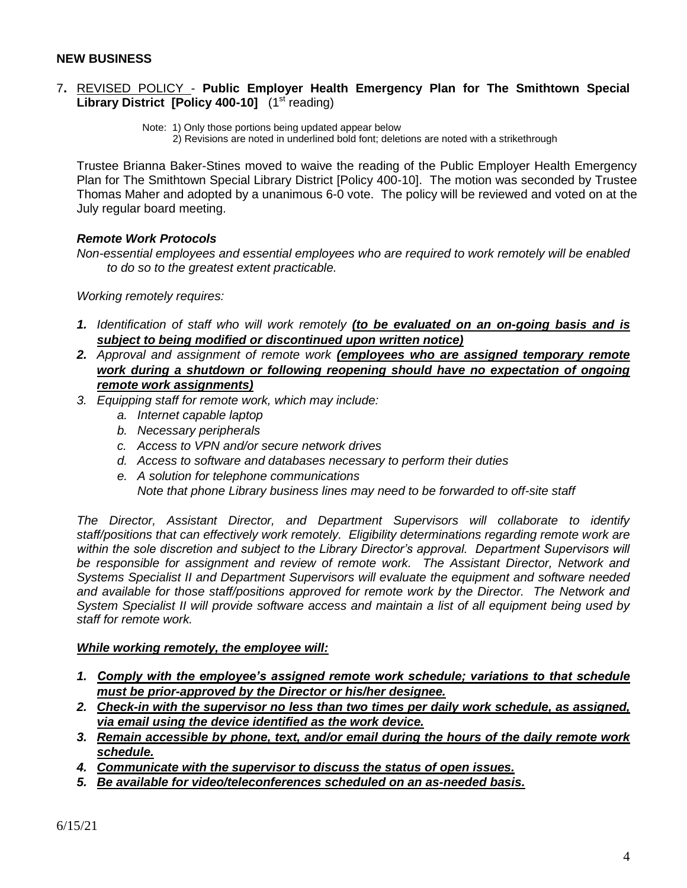## NEW BUSINESS

7. REVISED POLICY - **Public Employer Health Emergency Plan for The Smithtown Special Library District [Policy 400-10]** (1st reading)

Note: 1) Only those portions being updated appear below
2) Revisions are noted in underlined bold font; deletions are noted with a strikethrough

Trustee Brianna Baker-Stines moved to waive the reading of the Public Employer Health Emergency Plan for The Smithtown Special Library District [Policy 400-10]. The motion was seconded by Trustee Thomas Maher and adopted by a unanimous 6-0 vote. The policy will be reviewed and voted on at the July regular board meeting.

***Remote Work Protocols***

*Non-essential employees and essential employees who are required to work remotely will be enabled to do so to the greatest extent practicable.*

*Working remotely requires:*

1. *Identification of staff who will work remotely* ***(to be evaluated on an on-going basis and is subject to being modified or discontinued upon written notice)***
2. *Approval and assignment of remote work* ***(employees who are assigned temporary remote work during a shutdown or following reopening should have no expectation of ongoing remote work assignments)***
3. *Equipping staff for remote work, which may include:*
   a. *Internet capable laptop*
   b. *Necessary peripherals*
   c. *Access to VPN and/or secure network drives*
   d. *Access to software and databases necessary to perform their duties*
   e. *A solution for telephone communications*
   *Note that phone Library business lines may need to be forwarded to off-site staff*

*The Director, Assistant Director, and Department Supervisors will collaborate to identify staff/positions that can effectively work remotely. Eligibility determinations regarding remote work are within the sole discretion and subject to the Library Director's approval. Department Supervisors will be responsible for assignment and review of remote work. The Assistant Director, Network and Systems Specialist II and Department Supervisors will evaluate the equipment and software needed and available for those staff/positions approved for remote work by the Director. The Network and System Specialist II will provide software access and maintain a list of all equipment being used by staff for remote work.*

***While working remotely, the employee will:***

1. ***Comply with the employee's assigned remote work schedule; variations to that schedule must be prior-approved by the Director or his/her designee.***
2. ***Check-in with the supervisor no less than two times per daily work schedule, as assigned, via email using the device identified as the work device.***
3. ***Remain accessible by phone, text, and/or email during the hours of the daily remote work schedule.***
4. ***Communicate with the supervisor to discuss the status of open issues.***
5. ***Be available for video/teleconferences scheduled on an as-needed basis.***

6/15/21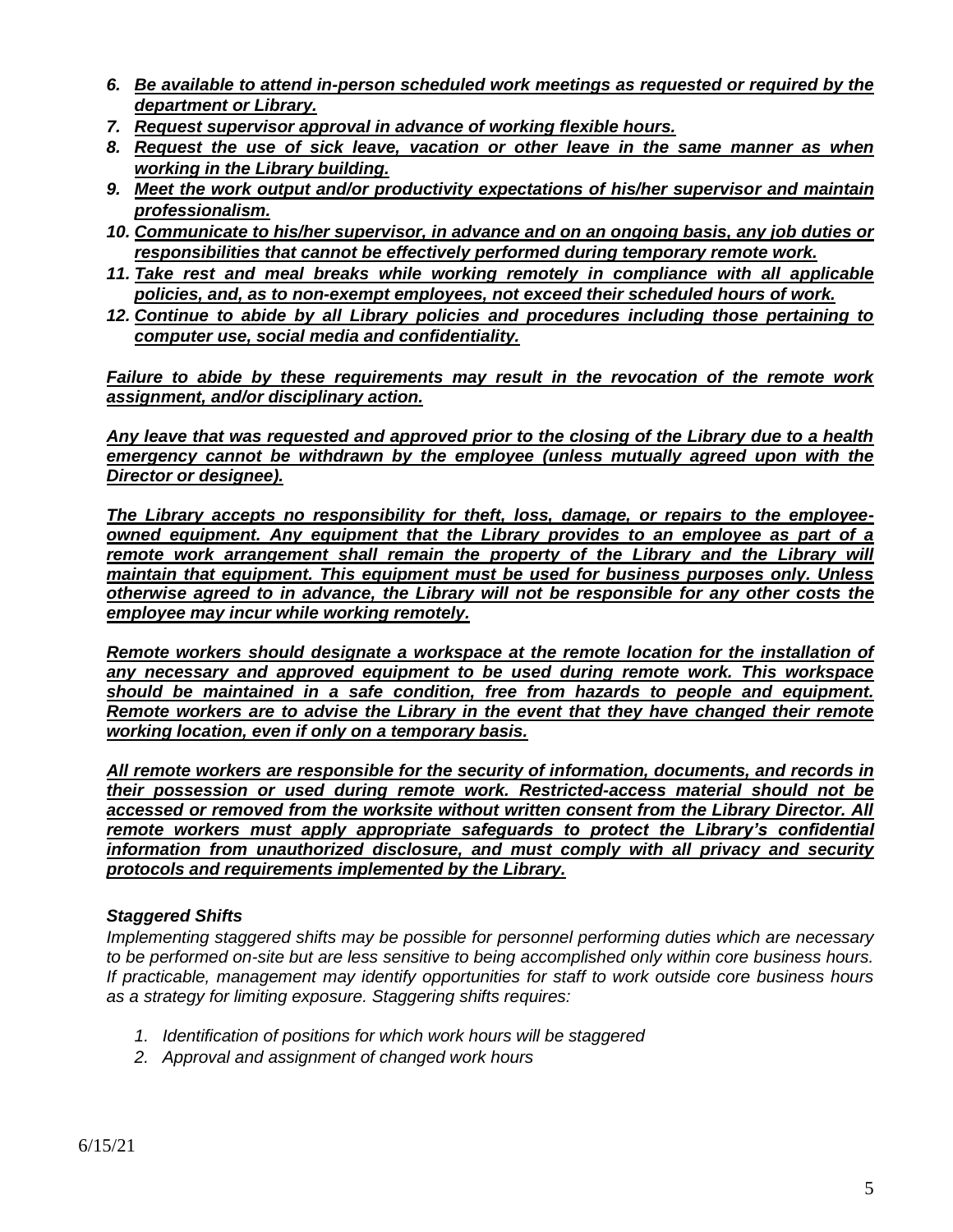6. ***Be available to attend in-person scheduled work meetings as requested or required by the department or Library.***
7. ***Request supervisor approval in advance of working flexible hours.***
8. ***Request the use of sick leave, vacation or other leave in the same manner as when working in the Library building.***
9. ***Meet the work output and/or productivity expectations of his/her supervisor and maintain professionalism.***
10. ***Communicate to his/her supervisor, in advance and on an ongoing basis, any job duties or responsibilities that cannot be effectively performed during temporary remote work.***
11. ***Take rest and meal breaks while working remotely in compliance with all applicable policies, and, as to non-exempt employees, not exceed their scheduled hours of work.***
12. ***Continue to abide by all Library policies and procedures including those pertaining to computer use, social media and confidentiality.***

***Failure to abide by these requirements may result in the revocation of the remote work assignment, and/or disciplinary action.***

***Any leave that was requested and approved prior to the closing of the Library due to a health emergency cannot be withdrawn by the employee (unless mutually agreed upon with the Director or designee).***

***The Library accepts no responsibility for theft, loss, damage, or repairs to the employee-owned equipment. Any equipment that the Library provides to an employee as part of a remote work arrangement shall remain the property of the Library and the Library will maintain that equipment. This equipment must be used for business purposes only. Unless otherwise agreed to in advance, the Library will not be responsible for any other costs the employee may incur while working remotely.***

***Remote workers should designate a workspace at the remote location for the installation of any necessary and approved equipment to be used during remote work. This workspace should be maintained in a safe condition, free from hazards to people and equipment. Remote workers are to advise the Library in the event that they have changed their remote working location, even if only on a temporary basis.***

***All remote workers are responsible for the security of information, documents, and records in their possession or used during remote work. Restricted-access material should not be accessed or removed from the worksite without written consent from the Library Director. All remote workers must apply appropriate safeguards to protect the Library's confidential information from unauthorized disclosure, and must comply with all privacy and security protocols and requirements implemented by the Library.***

***Staggered Shifts***

*Implementing staggered shifts may be possible for personnel performing duties which are necessary to be performed on-site but are less sensitive to being accomplished only within core business hours. If practicable, management may identify opportunities for staff to work outside core business hours as a strategy for limiting exposure. Staggering shifts requires:*

1. *Identification of positions for which work hours will be staggered*
2. *Approval and assignment of changed work hours*

6/15/21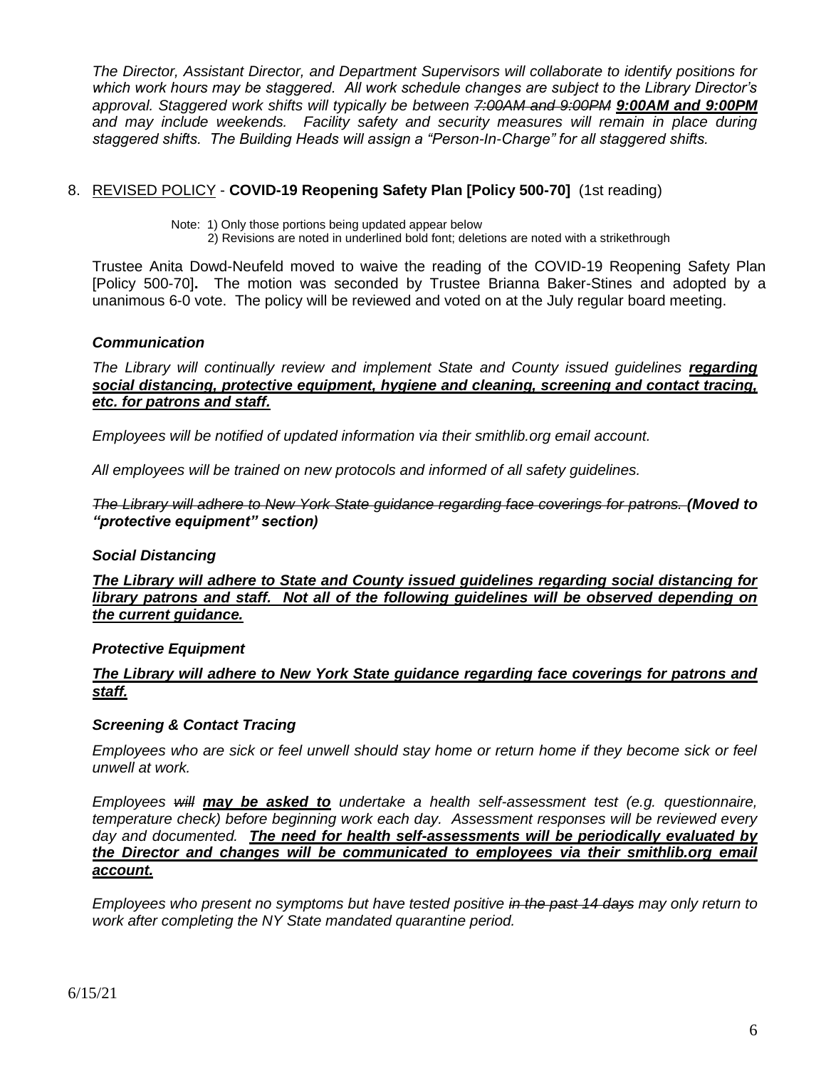*The Director, Assistant Director, and Department Supervisors will collaborate to identify positions for which work hours may be staggered. All work schedule changes are subject to the Library Director's approval. Staggered work shifts will typically be between ~~7:00AM and 9:00PM~~ **<u>9:00AM and 9:00PM</u>** and may include weekends. Facility safety and security measures will remain in place during staggered shifts. The Building Heads will assign a "Person-In-Charge" for all staggered shifts.*

8. <u>REVISED POLICY</u> - **COVID-19 Reopening Safety Plan [Policy 500-70]** (1st reading)

   Note: 1) Only those portions being updated appear below
   2) Revisions are noted in underlined bold font; deletions are noted with a strikethrough

   Trustee Anita Dowd-Neufeld moved to waive the reading of the COVID-19 Reopening Safety Plan [Policy 500-70]**.** The motion was seconded by Trustee Brianna Baker-Stines and adopted by a unanimous 6-0 vote. The policy will be reviewed and voted on at the July regular board meeting.

***Communication***

*The Library will continually review and implement State and County issued guidelines **<u>regarding social distancing, protective equipment, hygiene and cleaning, screening and contact tracing, etc. for patrons and staff.</u>***

*Employees will be notified of updated information via their smithlib.org email account.*

*All employees will be trained on new protocols and informed of all safety guidelines.*

*~~The Library will adhere to New York State guidance regarding face coverings for patrons.~~ **(Moved to "protective equipment" section)***

***Social Distancing***

***<u>The Library will adhere to State and County issued guidelines regarding social distancing for library patrons and staff. Not all of the following guidelines will be observed depending on the current guidance.</u>***

***Protective Equipment***

***<u>The Library will adhere to New York State guidance regarding face coverings for patrons and staff.</u>***

***Screening & Contact Tracing***

*Employees who are sick or feel unwell should stay home or return home if they become sick or feel unwell at work.*

*Employees ~~will~~ **<u>may be asked to</u>** undertake a health self-assessment test (e.g. questionnaire, temperature check) before beginning work each day. Assessment responses will be reviewed every day and documented. **<u>The need for health self-assessments will be periodically evaluated by the Director and changes will be communicated to employees via their smithlib.org email account.</u>***

*Employees who present no symptoms but have tested positive ~~in the past 14 days~~ may only return to work after completing the NY State mandated quarantine period.*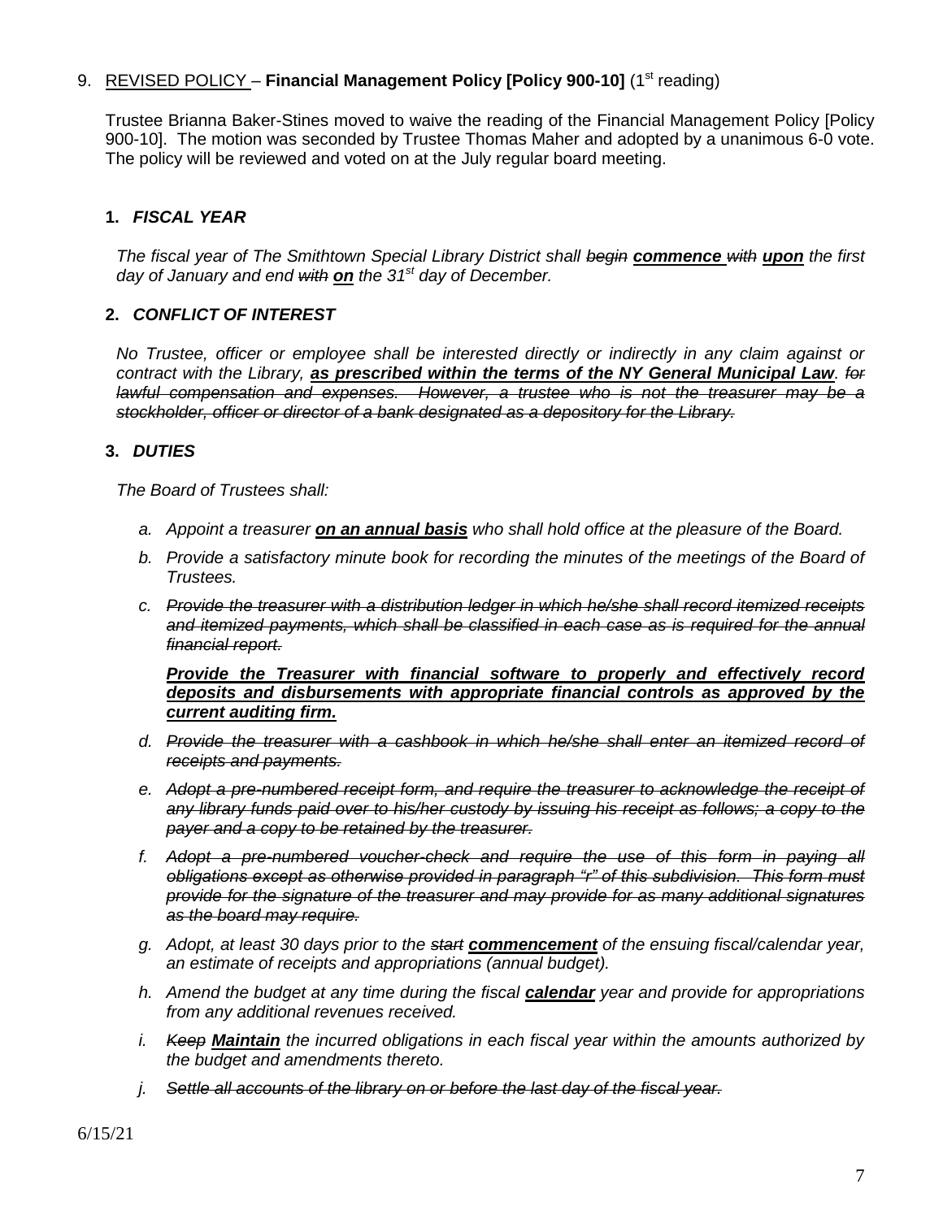9. <u>REVISED POLICY</u> – **Financial Management Policy [Policy 900-10]** (1st reading)

Trustee Brianna Baker-Stines moved to waive the reading of the Financial Management Policy [Policy 900-10]. The motion was seconded by Trustee Thomas Maher and adopted by a unanimous 6-0 vote. The policy will be reviewed and voted on at the July regular board meeting.

**1. *FISCAL YEAR***

*The fiscal year of The Smithtown Special Library District shall ~~begin~~ **<u>commence</u>** ~~with~~ **<u>upon</u>** the first day of January and end ~~with~~ **<u>on</u>** the 31st day of December.*

**2. *CONFLICT OF INTEREST***

*No Trustee, officer or employee shall be interested directly or indirectly in any claim against or contract with the Library, **<u>as prescribed within the terms of the NY General Municipal Law</u>**. ~~for lawful compensation and expenses. However, a trustee who is not the treasurer may be a stockholder, officer or director of a bank designated as a depository for the Library.~~*

**3. *DUTIES***

*The Board of Trustees shall:*

- *a. Appoint a treasurer **<u>on an annual basis</u>** who shall hold office at the pleasure of the Board.*
- *b. Provide a satisfactory minute book for recording the minutes of the meetings of the Board of Trustees.*
- *c. ~~Provide the treasurer with a distribution ledger in which he/she shall record itemized receipts and itemized payments, which shall be classified in each case as is required for the annual financial report.~~*

  ***<u>Provide the Treasurer with financial software to properly and effectively record deposits and disbursements with appropriate financial controls as approved by the current auditing firm.</u>***

- *d. ~~Provide the treasurer with a cashbook in which he/she shall enter an itemized record of receipts and payments.~~*
- *e. ~~Adopt a pre-numbered receipt form, and require the treasurer to acknowledge the receipt of any library funds paid over to his/her custody by issuing his receipt as follows; a copy to the payer and a copy to be retained by the treasurer.~~*
- *f. ~~Adopt a pre-numbered voucher-check and require the use of this form in paying all obligations except as otherwise provided in paragraph "r" of this subdivision. This form must provide for the signature of the treasurer and may provide for as many additional signatures as the board may require.~~*
- *g. Adopt, at least 30 days prior to the ~~start~~ **<u>commencement</u>** of the ensuing fiscal/calendar year, an estimate of receipts and appropriations (annual budget).*
- *h. Amend the budget at any time during the fiscal **<u>calendar</u>** year and provide for appropriations from any additional revenues received.*
- *i. ~~Keep~~ **<u>Maintain</u>** the incurred obligations in each fiscal year within the amounts authorized by the budget and amendments thereto.*
- *j. ~~Settle all accounts of the library on or before the last day of the fiscal year.~~*

6/15/21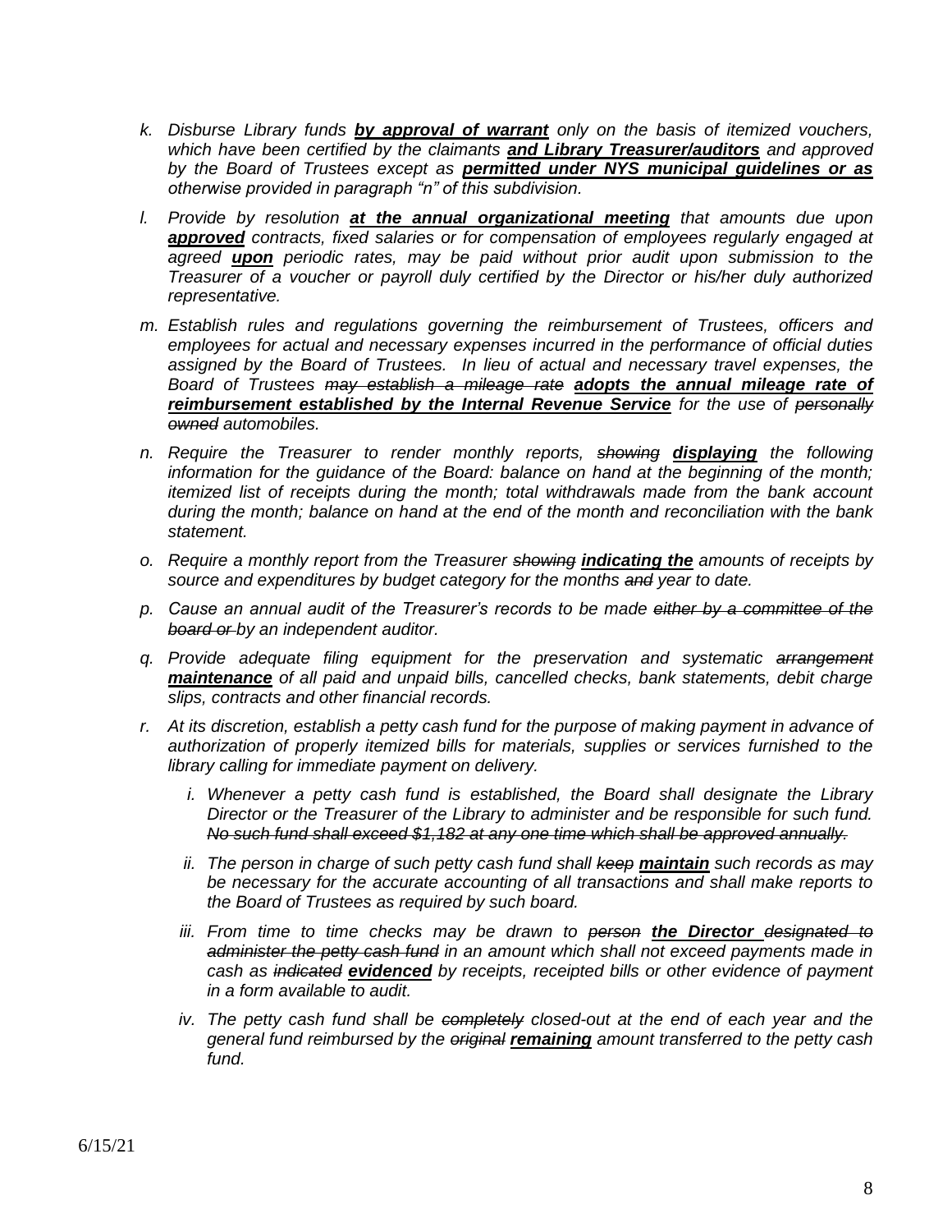k. *Disburse Library funds* ***by approval of warrant*** *only on the basis of itemized vouchers, which have been certified by the claimants* ***and Library Treasurer/auditors*** *and approved by the Board of Trustees except as* ***permitted under NYS municipal guidelines or as*** *otherwise provided in paragraph "n" of this subdivision.*

l. *Provide by resolution* ***at the annual organizational meeting*** *that amounts due upon* ***approved*** *contracts, fixed salaries or for compensation of employees regularly engaged at agreed* ***upon*** *periodic rates, may be paid without prior audit upon submission to the Treasurer of a voucher or payroll duly certified by the Director or his/her duly authorized representative.*

m. *Establish rules and regulations governing the reimbursement of Trustees, officers and employees for actual and necessary expenses incurred in the performance of official duties assigned by the Board of Trustees. In lieu of actual and necessary travel expenses, the Board of Trustees* ~~*may establish a mileage rate*~~ ***adopts the annual mileage rate of reimbursement established by the Internal Revenue Service*** *for the use of* ~~*personally owned*~~ *automobiles.*

n. *Require the Treasurer to render monthly reports,* ~~*showing*~~ ***displaying*** *the following information for the guidance of the Board: balance on hand at the beginning of the month; itemized list of receipts during the month; total withdrawals made from the bank account during the month; balance on hand at the end of the month and reconciliation with the bank statement.*

o. *Require a monthly report from the Treasurer* ~~*showing*~~ ***indicating the*** *amounts of receipts by source and expenditures by budget category for the months* ~~*and*~~ *year to date.*

p. *Cause an annual audit of the Treasurer's records to be made* ~~*either by a committee of the board or*~~ *by an independent auditor.*

q. *Provide adequate filing equipment for the preservation and systematic* ~~*arrangement*~~ ***maintenance*** *of all paid and unpaid bills, cancelled checks, bank statements, debit charge slips, contracts and other financial records.*

r. *At its discretion, establish a petty cash fund for the purpose of making payment in advance of authorization of properly itemized bills for materials, supplies or services furnished to the library calling for immediate payment on delivery.*

   i. *Whenever a petty cash fund is established, the Board shall designate the Library Director or the Treasurer of the Library to administer and be responsible for such fund.* ~~*No such fund shall exceed $1,182 at any one time which shall be approved annually.*~~

   ii. *The person in charge of such petty cash fund shall* ~~*keep*~~ ***maintain*** *such records as may be necessary for the accurate accounting of all transactions and shall make reports to the Board of Trustees as required by such board.*

   iii. *From time to time checks may be drawn to* ~~*person*~~ ***the Director*** ~~*designated to administer the petty cash fund*~~ *in an amount which shall not exceed payments made in cash as* ~~*indicated*~~ ***evidenced*** *by receipts, receipted bills or other evidence of payment in a form available to audit.*

   iv. *The petty cash fund shall be* ~~*completely*~~ *closed-out at the end of each year and the general fund reimbursed by the* ~~*original*~~ ***remaining*** *amount transferred to the petty cash fund.*

6/15/21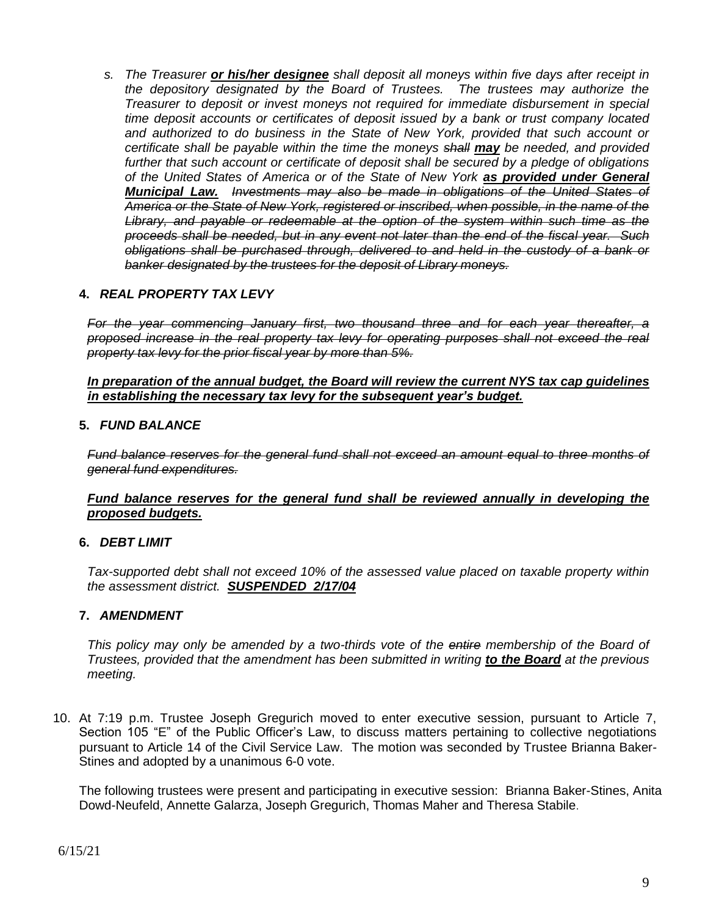*s. The Treasurer* ***or his/her designee*** *shall deposit all moneys within five days after receipt in the depository designated by the Board of Trustees. The trustees may authorize the Treasurer to deposit or invest moneys not required for immediate disbursement in special time deposit accounts or certificates of deposit issued by a bank or trust company located and authorized to do business in the State of New York, provided that such account or certificate shall be payable within the time the moneys ~~shall~~* ***may*** *be needed, and provided further that such account or certificate of deposit shall be secured by a pledge of obligations of the United States of America or of the State of New York* ***as provided under General Municipal Law.*** *~~Investments may also be made in obligations of the United States of America or the State of New York, registered or inscribed, when possible, in the name of the Library, and payable or redeemable at the option of the system within such time as the proceeds shall be needed, but in any event not later than the end of the fiscal year. Such obligations shall be purchased through, delivered to and held in the custody of a bank or banker designated by the trustees for the deposit of Library moneys.~~*

**4.** ***REAL PROPERTY TAX LEVY***

*~~For the year commencing January first, two thousand three and for each year thereafter, a proposed increase in the real property tax levy for operating purposes shall not exceed the real property tax levy for the prior fiscal year by more than 5%.~~*

***In preparation of the annual budget, the Board will review the current NYS tax cap guidelines in establishing the necessary tax levy for the subsequent year's budget.***

**5.** ***FUND BALANCE***

*~~Fund balance reserves for the general fund shall not exceed an amount equal to three months of general fund expenditures.~~*

***Fund balance reserves for the general fund shall be reviewed annually in developing the proposed budgets.***

**6.** ***DEBT LIMIT***

*Tax-supported debt shall not exceed 10% of the assessed value placed on taxable property within the assessment district.* ***SUSPENDED 2/17/04***

**7.** ***AMENDMENT***

*This policy may only be amended by a two-thirds vote of the ~~entire~~ membership of the Board of Trustees, provided that the amendment has been submitted in writing* ***to the Board*** *at the previous meeting.*

10. At 7:19 p.m. Trustee Joseph Gregurich moved to enter executive session, pursuant to Article 7, Section 105 "E" of the Public Officer's Law, to discuss matters pertaining to collective negotiations pursuant to Article 14 of the Civil Service Law. The motion was seconded by Trustee Brianna Baker-Stines and adopted by a unanimous 6-0 vote.

    The following trustees were present and participating in executive session: Brianna Baker-Stines, Anita Dowd-Neufeld, Annette Galarza, Joseph Gregurich, Thomas Maher and Theresa Stabile.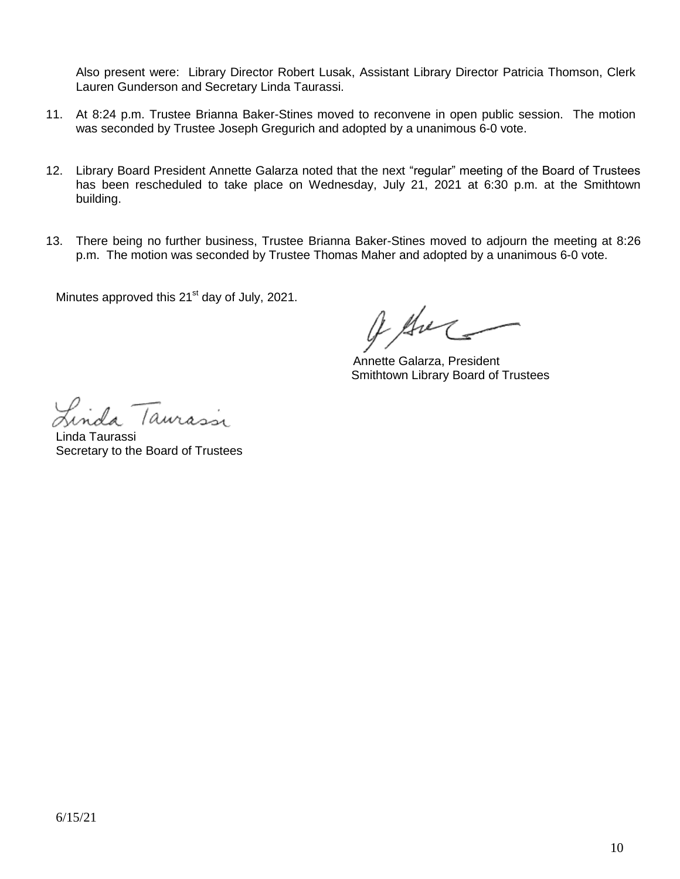Also present were: Library Director Robert Lusak, Assistant Library Director Patricia Thomson, Clerk Lauren Gunderson and Secretary Linda Taurassi.

11. At 8:24 p.m. Trustee Brianna Baker-Stines moved to reconvene in open public session. The motion was seconded by Trustee Joseph Gregurich and adopted by a unanimous 6-0 vote.

12. Library Board President Annette Galarza noted that the next "regular" meeting of the Board of Trustees has been rescheduled to take place on Wednesday, July 21, 2021 at 6:30 p.m. at the Smithtown building.

13. There being no further business, Trustee Brianna Baker-Stines moved to adjourn the meeting at 8:26 p.m. The motion was seconded by Trustee Thomas Maher and adopted by a unanimous 6-0 vote.

Minutes approved this 21st day of July, 2021.

Annette Galarza, President
Smithtown Library Board of Trustees

Linda Taurassi
Secretary to the Board of Trustees

6/15/21